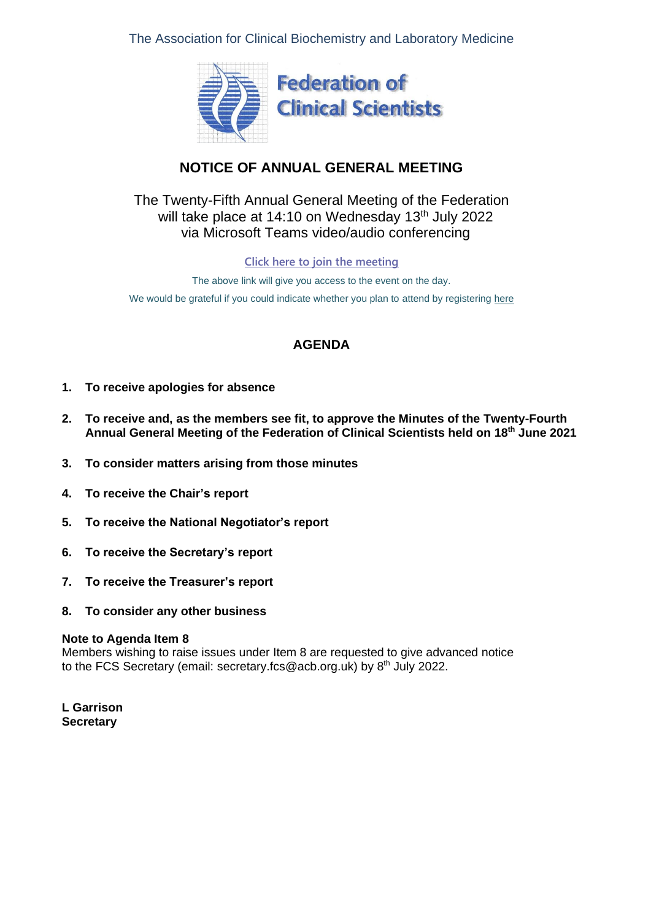The Association for Clinical Biochemistry and Laboratory Medicine

**Federation of Clinical Scientists**

# NOTICE OF ANNUAL GENERAL MEETING

The Twenty-Fifth Annual General Meeting of the Federation will take place at 14:10 on Wednesday 13th July 2022 via Microsoft Teams video/audio conferencing

Click here to join the meeting

The above link will give you access to the event on the day.

We would be grateful if you could indicate whether you plan to attend by registering here

## AGENDA

1. **To receive apologies for absence**
2. **To receive and, as the members see fit, to approve the Minutes of the Twenty-Fourth Annual General Meeting of the Federation of Clinical Scientists held on 18th June 2021**
3. **To consider matters arising from those minutes**
4. **To receive the Chair's report**
5. **To receive the National Negotiator's report**
6. **To receive the Secretary's report**
7. **To receive the Treasurer's report**
8. **To consider any other business**

**Note to Agenda Item 8**
Members wishing to raise issues under Item 8 are requested to give advanced notice to the FCS Secretary (email: secretary.fcs@acb.org.uk) by 8th July 2022.

**L Garrison**
**Secretary**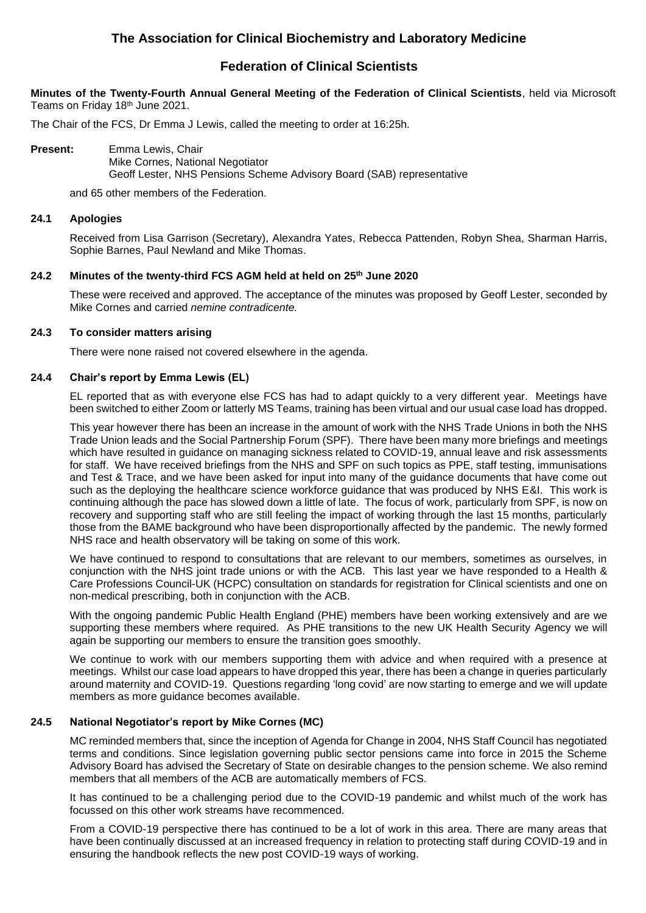# The Association for Clinical Biochemistry and Laboratory Medicine

## Federation of Clinical Scientists

**Minutes of the Twenty-Fourth Annual General Meeting of the Federation of Clinical Scientists**, held via Microsoft Teams on Friday 18th June 2021.

The Chair of the FCS, Dr Emma J Lewis, called the meeting to order at 16:25h.

**Present:** Emma Lewis, Chair
Mike Cornes, National Negotiator
Geoff Lester, NHS Pensions Scheme Advisory Board (SAB) representative

and 65 other members of the Federation.

### 24.1 Apologies

Received from Lisa Garrison (Secretary), Alexandra Yates, Rebecca Pattenden, Robyn Shea, Sharman Harris, Sophie Barnes, Paul Newland and Mike Thomas.

### 24.2 Minutes of the twenty-third FCS AGM held at held on 25th June 2020

These were received and approved. The acceptance of the minutes was proposed by Geoff Lester, seconded by Mike Cornes and carried *nemine contradicente.*

### 24.3 To consider matters arising

There were none raised not covered elsewhere in the agenda.

### 24.4 Chair's report by Emma Lewis (EL)

EL reported that as with everyone else FCS has had to adapt quickly to a very different year. Meetings have been switched to either Zoom or latterly MS Teams, training has been virtual and our usual case load has dropped.

This year however there has been an increase in the amount of work with the NHS Trade Unions in both the NHS Trade Union leads and the Social Partnership Forum (SPF). There have been many more briefings and meetings which have resulted in guidance on managing sickness related to COVID-19, annual leave and risk assessments for staff. We have received briefings from the NHS and SPF on such topics as PPE, staff testing, immunisations and Test & Trace, and we have been asked for input into many of the guidance documents that have come out such as the deploying the healthcare science workforce guidance that was produced by NHS E&I. This work is continuing although the pace has slowed down a little of late. The focus of work, particularly from SPF, is now on recovery and supporting staff who are still feeling the impact of working through the last 15 months, particularly those from the BAME background who have been disproportionally affected by the pandemic. The newly formed NHS race and health observatory will be taking on some of this work.

We have continued to respond to consultations that are relevant to our members, sometimes as ourselves, in conjunction with the NHS joint trade unions or with the ACB. This last year we have responded to a Health & Care Professions Council-UK (HCPC) consultation on standards for registration for Clinical scientists and one on non-medical prescribing, both in conjunction with the ACB.

With the ongoing pandemic Public Health England (PHE) members have been working extensively and are we supporting these members where required. As PHE transitions to the new UK Health Security Agency we will again be supporting our members to ensure the transition goes smoothly.

We continue to work with our members supporting them with advice and when required with a presence at meetings. Whilst our case load appears to have dropped this year, there has been a change in queries particularly around maternity and COVID-19. Questions regarding 'long covid' are now starting to emerge and we will update members as more guidance becomes available.

### 24.5 National Negotiator's report by Mike Cornes (MC)

MC reminded members that, since the inception of Agenda for Change in 2004, NHS Staff Council has negotiated terms and conditions. Since legislation governing public sector pensions came into force in 2015 the Scheme Advisory Board has advised the Secretary of State on desirable changes to the pension scheme. We also remind members that all members of the ACB are automatically members of FCS.

It has continued to be a challenging period due to the COVID-19 pandemic and whilst much of the work has focussed on this other work streams have recommenced.

From a COVID-19 perspective there has continued to be a lot of work in this area. There are many areas that have been continually discussed at an increased frequency in relation to protecting staff during COVID-19 and in ensuring the handbook reflects the new post COVID-19 ways of working.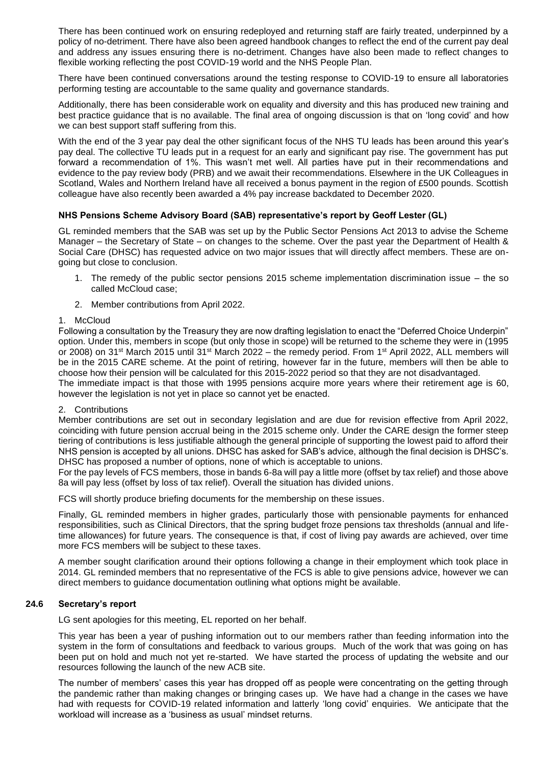There has been continued work on ensuring redeployed and returning staff are fairly treated, underpinned by a policy of no-detriment. There have also been agreed handbook changes to reflect the end of the current pay deal and address any issues ensuring there is no-detriment. Changes have also been made to reflect changes to flexible working reflecting the post COVID-19 world and the NHS People Plan.

There have been continued conversations around the testing response to COVID-19 to ensure all laboratories performing testing are accountable to the same quality and governance standards.

Additionally, there has been considerable work on equality and diversity and this has produced new training and best practice guidance that is no available. The final area of ongoing discussion is that on 'long covid' and how we can best support staff suffering from this.

With the end of the 3 year pay deal the other significant focus of the NHS TU leads has been around this year's pay deal. The collective TU leads put in a request for an early and significant pay rise. The government has put forward a recommendation of 1%. This wasn't met well. All parties have put in their recommendations and evidence to the pay review body (PRB) and we await their recommendations. Elsewhere in the UK Colleagues in Scotland, Wales and Northern Ireland have all received a bonus payment in the region of £500 pounds. Scottish colleague have also recently been awarded a 4% pay increase backdated to December 2020.

**NHS Pensions Scheme Advisory Board (SAB) representative's report by Geoff Lester (GL)**

GL reminded members that the SAB was set up by the Public Sector Pensions Act 2013 to advise the Scheme Manager – the Secretary of State – on changes to the scheme. Over the past year the Department of Health & Social Care (DHSC) has requested advice on two major issues that will directly affect members. These are on-going but close to conclusion.

1. The remedy of the public sector pensions 2015 scheme implementation discrimination issue – the so called McCloud case;
2. Member contributions from April 2022.

1. McCloud

Following a consultation by the Treasury they are now drafting legislation to enact the "Deferred Choice Underpin" option. Under this, members in scope (but only those in scope) will be returned to the scheme they were in (1995 or 2008) on 31st March 2015 until 31st March 2022 – the remedy period. From 1st April 2022, ALL members will be in the 2015 CARE scheme. At the point of retiring, however far in the future, members will then be able to choose how their pension will be calculated for this 2015-2022 period so that they are not disadvantaged.
The immediate impact is that those with 1995 pensions acquire more years where their retirement age is 60, however the legislation is not yet in place so cannot yet be enacted.

2. Contributions

Member contributions are set out in secondary legislation and are due for revision effective from April 2022, coinciding with future pension accrual being in the 2015 scheme only. Under the CARE design the former steep tiering of contributions is less justifiable although the general principle of supporting the lowest paid to afford their NHS pension is accepted by all unions. DHSC has asked for SAB's advice, although the final decision is DHSC's. DHSC has proposed a number of options, none of which is acceptable to unions.
For the pay levels of FCS members, those in bands 6-8a will pay a little more (offset by tax relief) and those above 8a will pay less (offset by loss of tax relief). Overall the situation has divided unions.

FCS will shortly produce briefing documents for the membership on these issues.

Finally, GL reminded members in higher grades, particularly those with pensionable payments for enhanced responsibilities, such as Clinical Directors, that the spring budget froze pensions tax thresholds (annual and life-time allowances) for future years. The consequence is that, if cost of living pay awards are achieved, over time more FCS members will be subject to these taxes.

A member sought clarification around their options following a change in their employment which took place in 2014. GL reminded members that no representative of the FCS is able to give pensions advice, however we can direct members to guidance documentation outlining what options might be available.

### 24.6 Secretary's report

LG sent apologies for this meeting, EL reported on her behalf.

This year has been a year of pushing information out to our members rather than feeding information into the system in the form of consultations and feedback to various groups. Much of the work that was going on has been put on hold and much not yet re-started. We have started the process of updating the website and our resources following the launch of the new ACB site.

The number of members' cases this year has dropped off as people were concentrating on the getting through the pandemic rather than making changes or bringing cases up. We have had a change in the cases we have had with requests for COVID-19 related information and latterly 'long covid' enquiries. We anticipate that the workload will increase as a 'business as usual' mindset returns.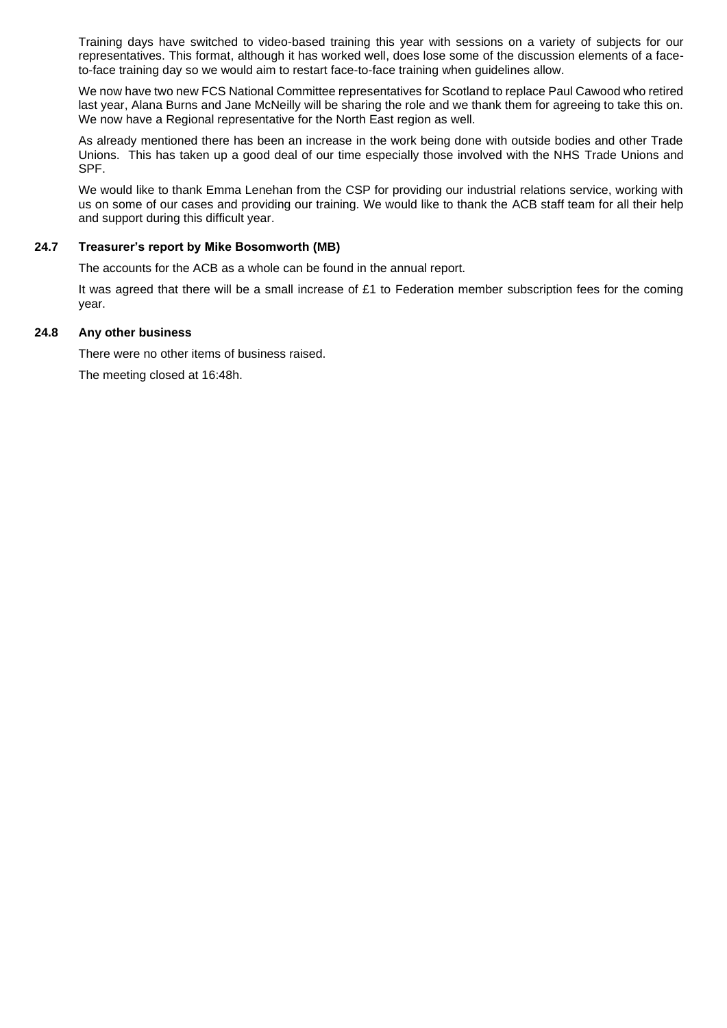Training days have switched to video-based training this year with sessions on a variety of subjects for our representatives. This format, although it has worked well, does lose some of the discussion elements of a face-to-face training day so we would aim to restart face-to-face training when guidelines allow.

We now have two new FCS National Committee representatives for Scotland to replace Paul Cawood who retired last year, Alana Burns and Jane McNeilly will be sharing the role and we thank them for agreeing to take this on. We now have a Regional representative for the North East region as well.

As already mentioned there has been an increase in the work being done with outside bodies and other Trade Unions. This has taken up a good deal of our time especially those involved with the NHS Trade Unions and SPF.

We would like to thank Emma Lenehan from the CSP for providing our industrial relations service, working with us on some of our cases and providing our training. We would like to thank the ACB staff team for all their help and support during this difficult year.

### 24.7 Treasurer's report by Mike Bosomworth (MB)

The accounts for the ACB as a whole can be found in the annual report.

It was agreed that there will be a small increase of £1 to Federation member subscription fees for the coming year.

### 24.8 Any other business

There were no other items of business raised.

The meeting closed at 16:48h.